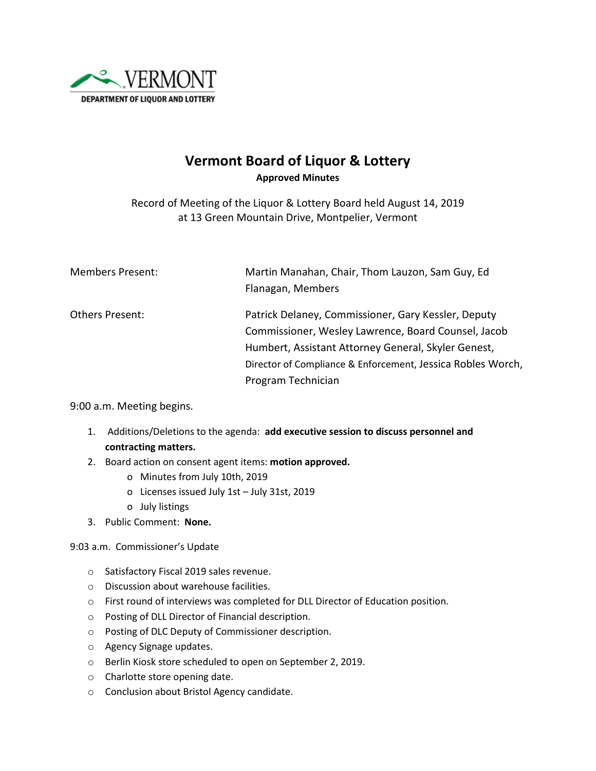VERMONT
DEPARTMENT OF LIQUOR AND LOTTERY

# Vermont Board of Liquor & Lottery

**Approved Minutes**

Record of Meeting of the Liquor & Lottery Board held August 14, 2019
at 13 Green Mountain Drive, Montpelier, Vermont

Members Present: Martin Manahan, Chair, Thom Lauzon, Sam Guy, Ed Flanagan, Members

Others Present: Patrick Delaney, Commissioner, Gary Kessler, Deputy Commissioner, Wesley Lawrence, Board Counsel, Jacob Humbert, Assistant Attorney General, Skyler Genest, Director of Compliance & Enforcement, Jessica Robles Worch, Program Technician

9:00 a.m. Meeting begins.

1. Additions/Deletions to the agenda: **add executive session to discuss personnel and contracting matters.**
2. Board action on consent agent items: **motion approved.**
   - Minutes from July 10th, 2019
   - Licenses issued July 1st – July 31st, 2019
   - July listings
3. Public Comment: **None.**

9:03 a.m. Commissioner's Update

- Satisfactory Fiscal 2019 sales revenue.
- Discussion about warehouse facilities.
- First round of interviews was completed for DLL Director of Education position.
- Posting of DLL Director of Financial description.
- Posting of DLC Deputy of Commissioner description.
- Agency Signage updates.
- Berlin Kiosk store scheduled to open on September 2, 2019.
- Charlotte store opening date.
- Conclusion about Bristol Agency candidate.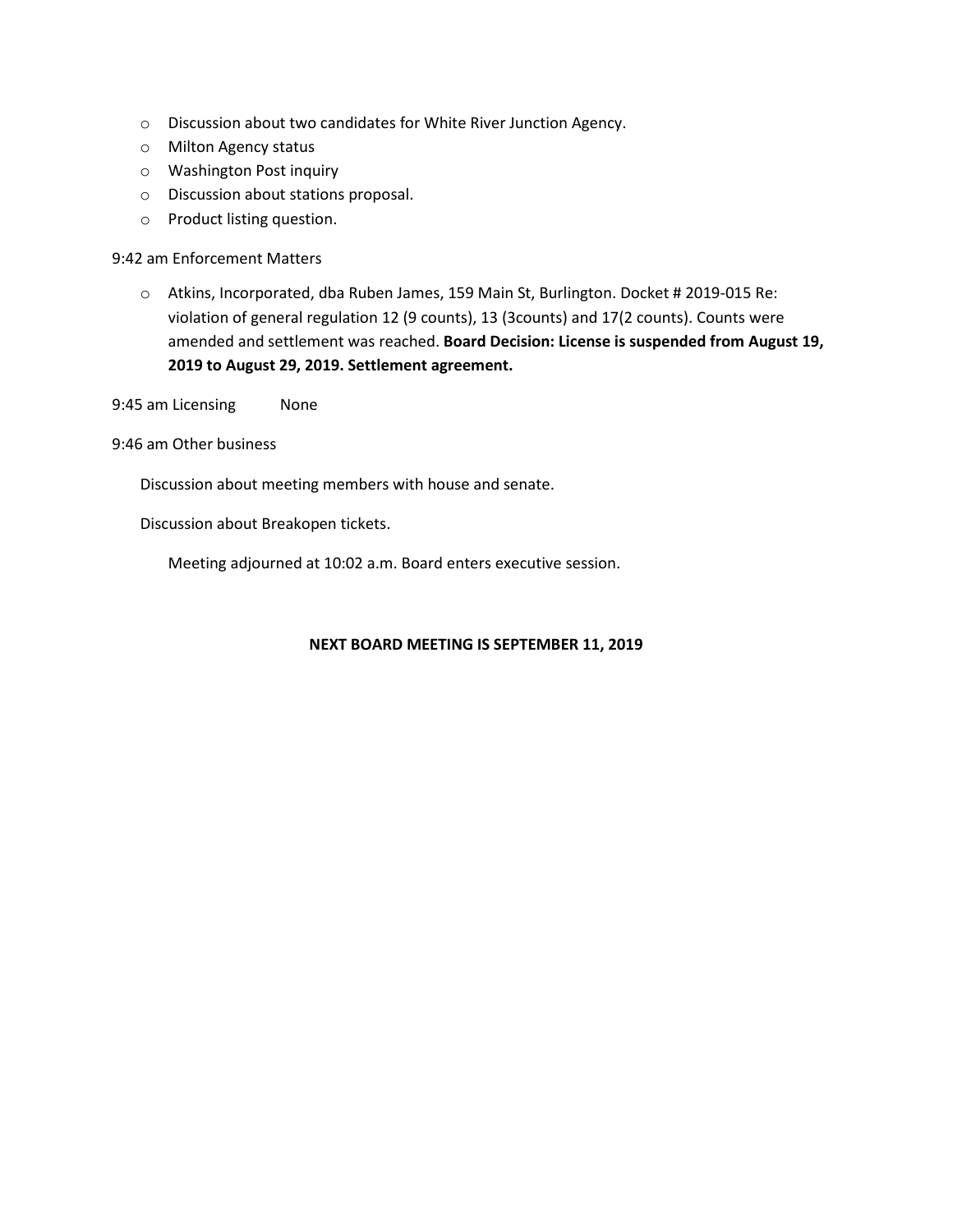- Discussion about two candidates for White River Junction Agency.
- Milton Agency status
- Washington Post inquiry
- Discussion about stations proposal.
- Product listing question.

9:42 am Enforcement Matters

- Atkins, Incorporated, dba Ruben James, 159 Main St, Burlington. Docket # 2019-015 Re: violation of general regulation 12 (9 counts), 13 (3counts) and 17(2 counts). Counts were amended and settlement was reached. **Board Decision: License is suspended from August 19, 2019 to August 29, 2019. Settlement agreement.**

9:45 am Licensing None

9:46 am Other business

Discussion about meeting members with house and senate.

Discussion about Breakopen tickets.

Meeting adjourned at 10:02 a.m. Board enters executive session.

**NEXT BOARD MEETING IS SEPTEMBER 11, 2019**